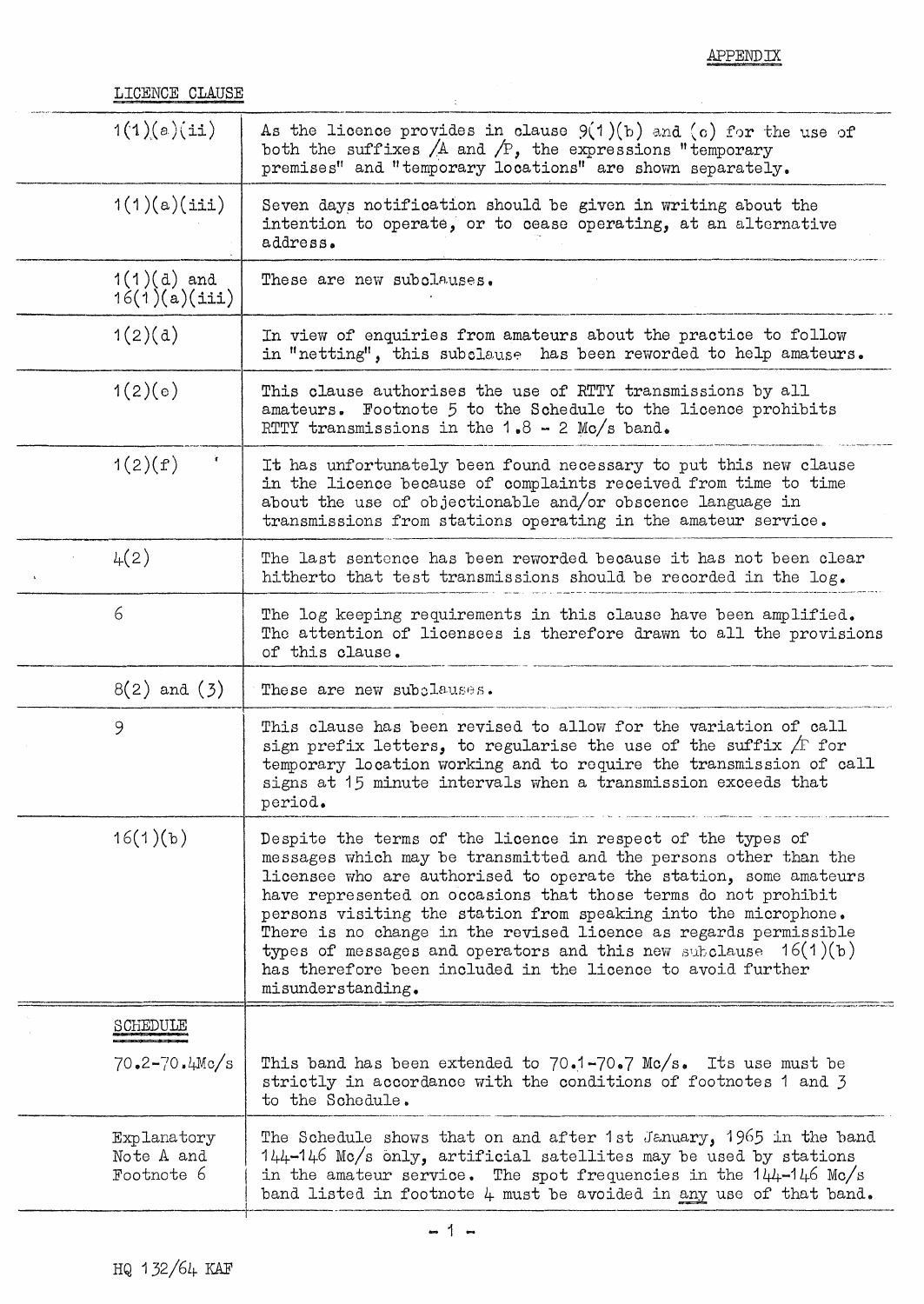APPENDIX

LICENCE CLAUSE

| | |
|---|---|
| 1(1)(a)(ii) | As the licence provides in clause 9(1)(b) and (c) for the use of both the suffixes /A and /P, the expressions "temporary premises" and "temporary locations" are shown separately. |
| 1(1)(a)(iii) | Seven days notification should be given in writing about the intention to operate, or to cease operating, at an alternative address. |
| 1(1)(d) and 16(1)(a)(iii) | These are new subclauses. |
| 1(2)(d) | In view of enquiries from amateurs about the practice to follow in "netting", this subclause has been reworded to help amateurs. |
| 1(2)(e) | This clause authorises the use of RTTY transmissions by all amateurs. Footnote 5 to the Schedule to the licence prohibits RTTY transmissions in the 1.8 - 2 Mc/s band. |
| 1(2)(f) | It has unfortunately been found necessary to put this new clause in the licence because of complaints received from time to time about the use of objectionable and/or obscence language in transmissions from stations operating in the amateur service. |
| 4(2) | The last sentence has been reworded because it has not been clear hitherto that test transmissions should be recorded in the log. |
| 6 | The log keeping requirements in this clause have been amplified. The attention of licensees is therefore drawn to all the provisions of this clause. |
| 8(2) and (3) | These are new subclauses. |
| 9 | This clause has been revised to allow for the variation of call sign prefix letters, to regularise the use of the suffix /P for temporary location working and to require the transmission of call signs at 15 minute intervals when a transmission exceeds that period. |
| 16(1)(b) | Despite the terms of the licence in respect of the types of messages which may be transmitted and the persons other than the licensee who are authorised to operate the station, some amateurs have represented on occasions that those terms do not prohibit persons visiting the station from speaking into the microphone. There is no change in the revised licence as regards permissible types of messages and operators and this new subclause 16(1)(b) has therefore been included in the licence to avoid further misunderstanding. |
| SCHEDULE<br>70.2-70.4Mc/s | This band has been extended to 70.1-70.7 Mc/s. Its use must be strictly in accordance with the conditions of footnotes 1 and 3 to the Schedule. |
| Explanatory Note A and Footnote 6 | The Schedule shows that on and after 1st January, 1965 in the band 144-146 Mc/s only, artificial satellites may be used by stations in the amateur service. The spot frequencies in the 144-146 Mc/s band listed in footnote 4 must be avoided in <u>any</u> use of that band. |

HQ 132/64 KAF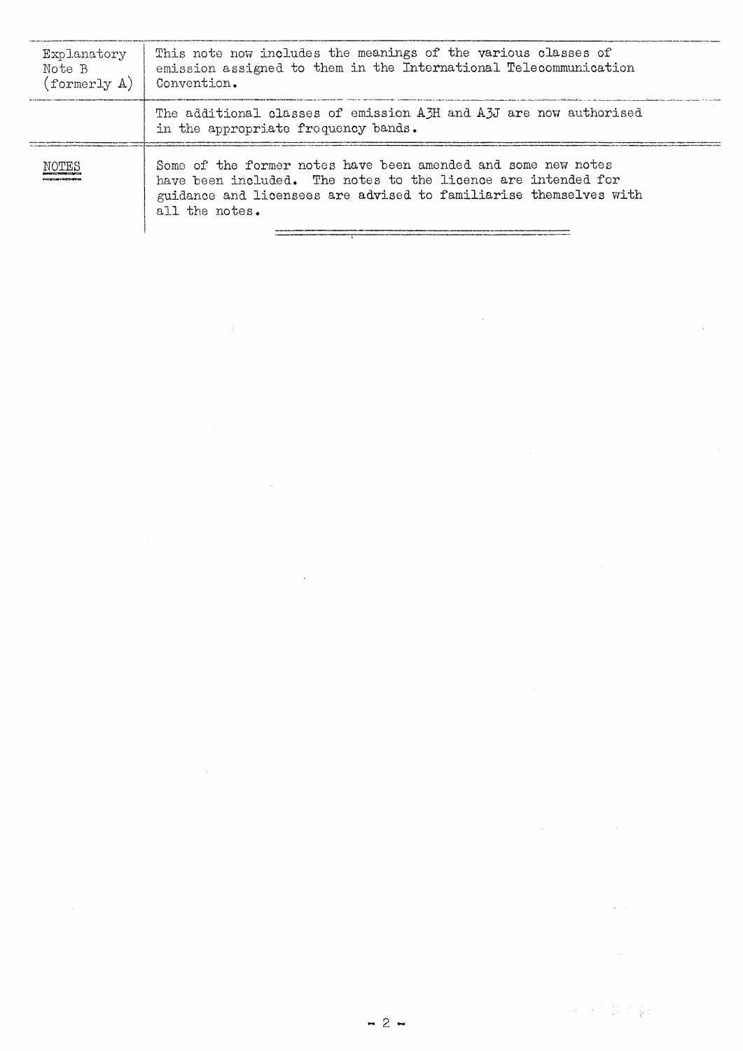| | |
|---|---|
| Explanatory Note B (formerly A) | This note now includes the meanings of the various classes of emission assigned to them in the International Telecommunication Convention. |
| | The additional classes of emission A3H and A3J are now authorised in the appropriate frequency bands. |
| NOTES | Some of the former notes have been amended and some new notes have been included. The notes to the licence are intended for guidance and licensees are advised to familiarise themselves with all the notes. |